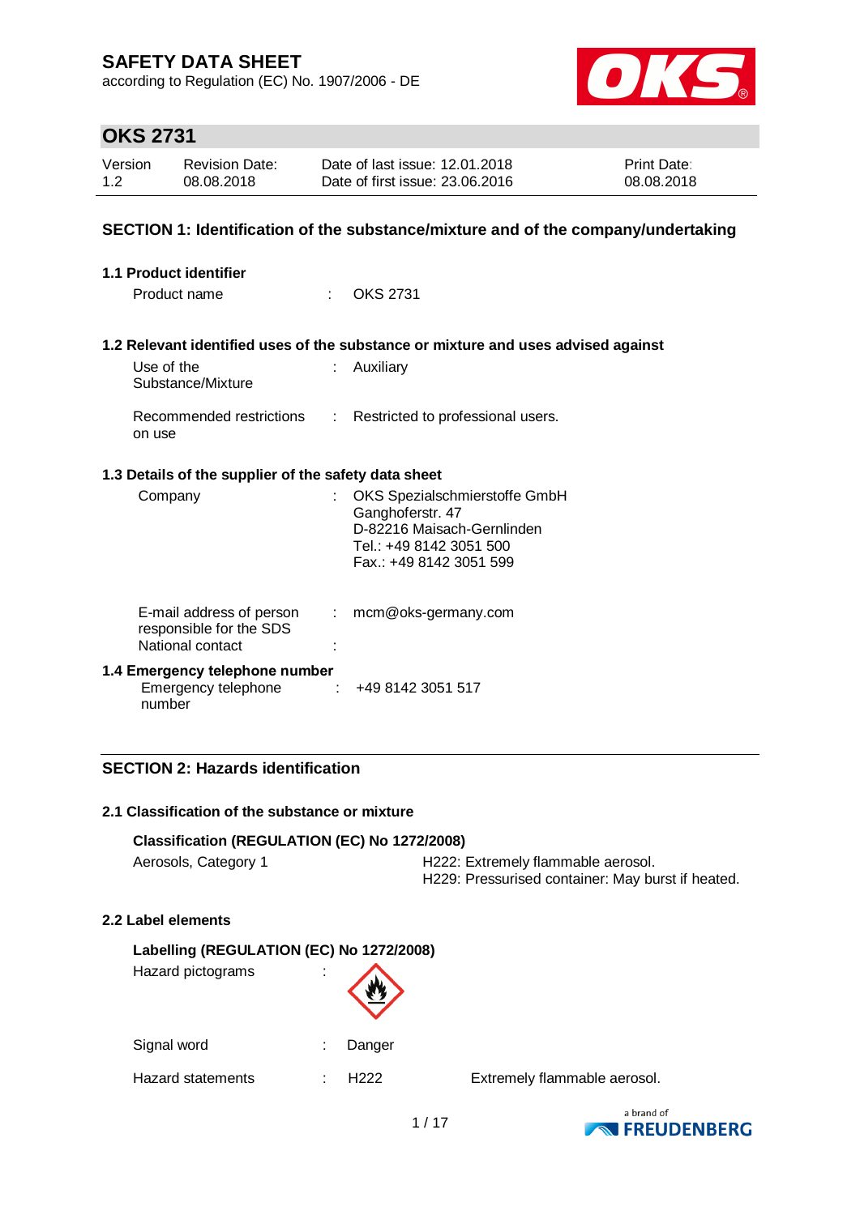# SAFETY DATA SHEET

according to Regulation (EC) No. 1907/2006 - DE

## OKS 2731

| Version | Revision Date: | Date of last issue: 12.01.2018 | Print Date: |
|---|---|---|---|
| 1.2 | 08.08.2018 | Date of first issue: 23.06.2016 | 08.08.2018 |

## SECTION 1: Identification of the substance/mixture and of the company/undertaking

### 1.1 Product identifier

Product name : OKS 2731

### 1.2 Relevant identified uses of the substance or mixture and uses advised against

Use of the Substance/Mixture : Auxiliary

Recommended restrictions on use : Restricted to professional users.

### 1.3 Details of the supplier of the safety data sheet

Company : OKS Spezialschmierstoffe GmbH
Ganghoferstr. 47
D-82216 Maisach-Gernlinden
Tel.: +49 8142 3051 500
Fax.: +49 8142 3051 599

E-mail address of person responsible for the SDS : mcm@oks-germany.com

National contact :

### 1.4 Emergency telephone number

Emergency telephone number : +49 8142 3051 517

## SECTION 2: Hazards identification

### 2.1 Classification of the substance or mixture

**Classification (REGULATION (EC) No 1272/2008)**

Aerosols, Category 1 — H222: Extremely flammable aerosol.
H229: Pressurised container: May burst if heated.

### 2.2 Label elements

**Labelling (REGULATION (EC) No 1272/2008)**

Hazard pictograms :

Signal word : Danger

Hazard statements : H222 Extremely flammable aerosol.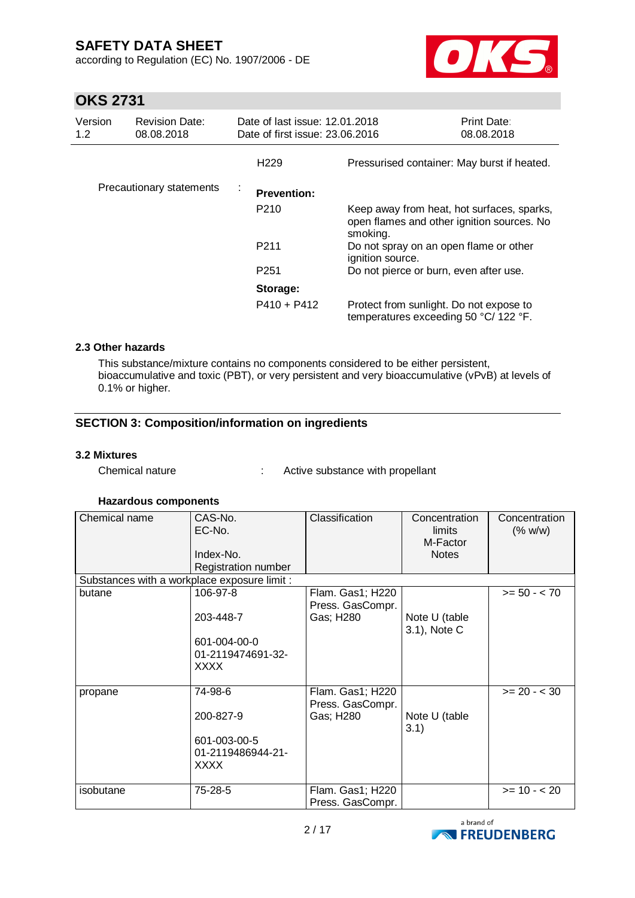| | | |
|---|---|---|
| | H229 | Pressurised container: May burst if heated. |
| Precautionary statements : | **Prevention:** | |
| | P210 | Keep away from heat, hot surfaces, sparks, open flames and other ignition sources. No smoking. |
| | P211 | Do not spray on an open flame or other ignition source. |
| | P251 | Do not pierce or burn, even after use. |
| | **Storage:** | |
| | P410 + P412 | Protect from sunlight. Do not expose to temperatures exceeding 50 °C/ 122 °F. |

### 2.3 Other hazards

This substance/mixture contains no components considered to be either persistent, bioaccumulative and toxic (PBT), or very persistent and very bioaccumulative (vPvB) at levels of 0.1% or higher.

## SECTION 3: Composition/information on ingredients

### 3.2 Mixtures

Chemical nature : Active substance with propellant

**Hazardous components**

| Chemical name | CAS-No.<br>EC-No.<br><br>Index-No.<br>Registration number | Classification | Concentration limits<br>M-Factor<br>Notes | Concentration (% w/w) |
|---|---|---|---|---|
| Substances with a workplace exposure limit : | | | | |
| butane | 106-97-8<br><br>203-448-7<br><br>601-004-00-0<br>01-2119474691-32-XXXX | Flam. Gas1; H220<br>Press. GasCompr. Gas; H280 | Note U (table 3.1), Note C | >= 50 - < 70 |
| propane | 74-98-6<br><br>200-827-9<br><br>601-003-00-5<br>01-2119486944-21-XXXX | Flam. Gas1; H220<br>Press. GasCompr. Gas; H280 | Note U (table 3.1) | >= 20 - < 30 |
| isobutane | 75-28-5 | Flam. Gas1; H220<br>Press. GasCompr. | | >= 10 - < 20 |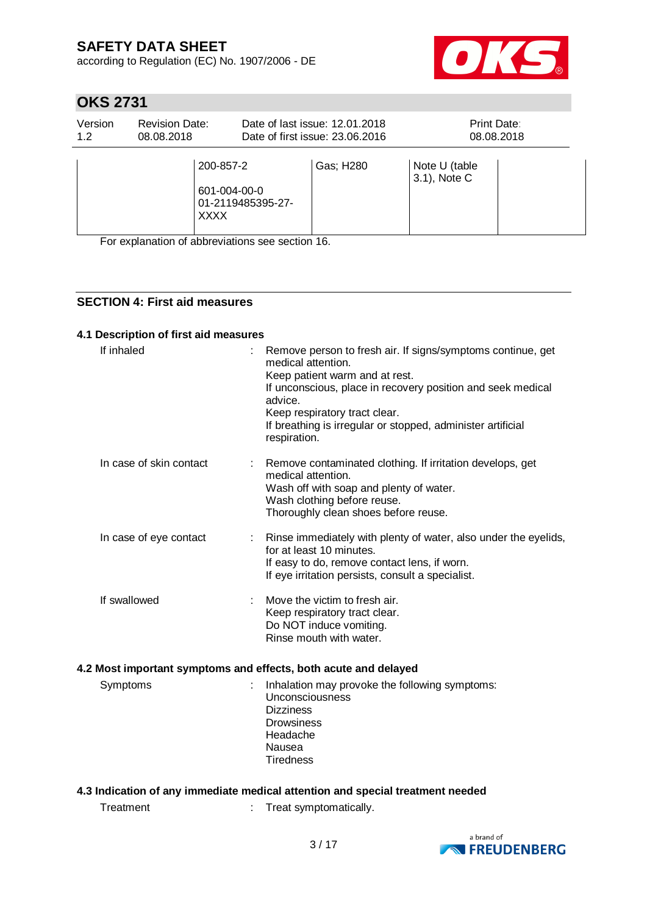| | | | | |
|---|---|---|---|---|
| | 200-857-2<br><br>601-004-00-0<br>01-2119485395-27-XXXX | Gas; H280 | Note U (table 3.1), Note C | |

For explanation of abbreviations see section 16.

## SECTION 4: First aid measures

### 4.1 Description of first aid measures

**If inhaled** : Remove person to fresh air. If signs/symptoms continue, get medical attention.
Keep patient warm and at rest.
If unconscious, place in recovery position and seek medical advice.
Keep respiratory tract clear.
If breathing is irregular or stopped, administer artificial respiration.

**In case of skin contact** : Remove contaminated clothing. If irritation develops, get medical attention.
Wash off with soap and plenty of water.
Wash clothing before reuse.
Thoroughly clean shoes before reuse.

**In case of eye contact** : Rinse immediately with plenty of water, also under the eyelids, for at least 10 minutes.
If easy to do, remove contact lens, if worn.
If eye irritation persists, consult a specialist.

**If swallowed** : Move the victim to fresh air.
Keep respiratory tract clear.
Do NOT induce vomiting.
Rinse mouth with water.

### 4.2 Most important symptoms and effects, both acute and delayed

**Symptoms** : Inhalation may provoke the following symptoms:
Unconsciousness
Dizziness
Drowsiness
Headache
Nausea
Tiredness

### 4.3 Indication of any immediate medical attention and special treatment needed

**Treatment** : Treat symptomatically.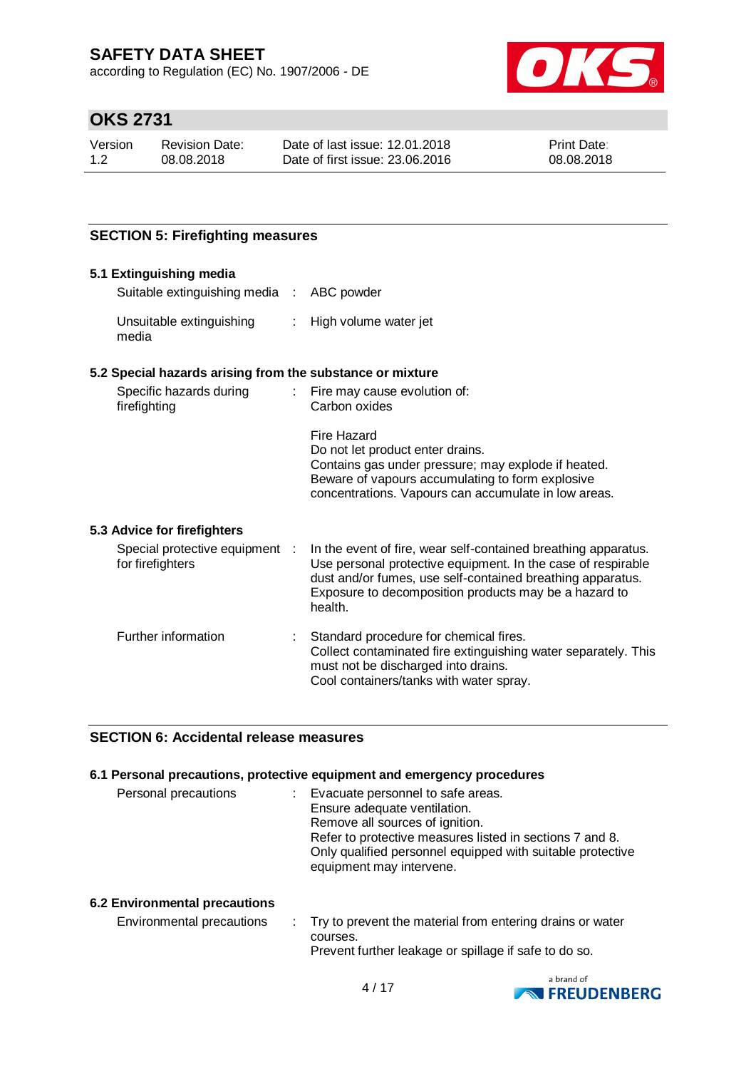## SECTION 5: Firefighting measures

### 5.1 Extinguishing media

| | | |
|---|---|---|
| Suitable extinguishing media | : | ABC powder |
| Unsuitable extinguishing media | : | High volume water jet |

### 5.2 Special hazards arising from the substance or mixture

| | | |
|---|---|---|
| Specific hazards during firefighting | : | Fire may cause evolution of:<br>Carbon oxides<br><br>Fire Hazard<br>Do not let product enter drains.<br>Contains gas under pressure; may explode if heated.<br>Beware of vapours accumulating to form explosive concentrations. Vapours can accumulate in low areas. |

### 5.3 Advice for firefighters

| | | |
|---|---|---|
| Special protective equipment for firefighters | : | In the event of fire, wear self-contained breathing apparatus.<br>Use personal protective equipment. In the case of respirable dust and/or fumes, use self-contained breathing apparatus.<br>Exposure to decomposition products may be a hazard to health. |
| Further information | : | Standard procedure for chemical fires.<br>Collect contaminated fire extinguishing water separately. This must not be discharged into drains.<br>Cool containers/tanks with water spray. |

## SECTION 6: Accidental release measures

### 6.1 Personal precautions, protective equipment and emergency procedures

| | | |
|---|---|---|
| Personal precautions | : | Evacuate personnel to safe areas.<br>Ensure adequate ventilation.<br>Remove all sources of ignition.<br>Refer to protective measures listed in sections 7 and 8.<br>Only qualified personnel equipped with suitable protective equipment may intervene. |

### 6.2 Environmental precautions

| | | |
|---|---|---|
| Environmental precautions | : | Try to prevent the material from entering drains or water courses.<br>Prevent further leakage or spillage if safe to do so. |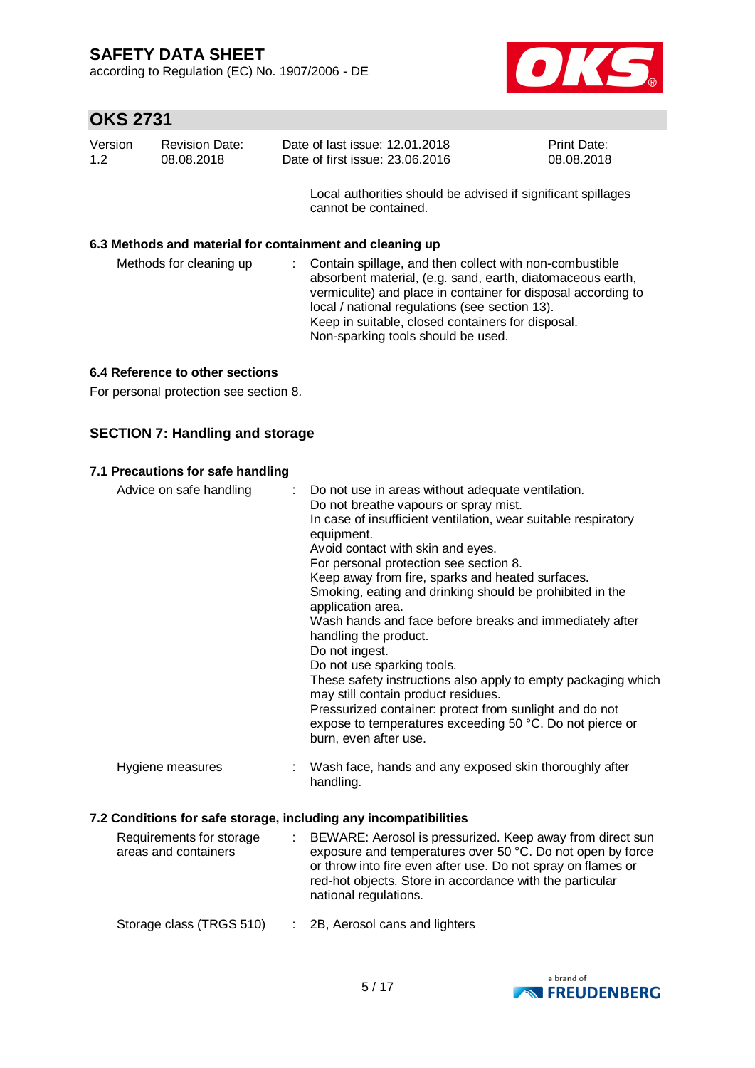Local authorities should be advised if significant spillages cannot be contained.

### 6.3 Methods and material for containment and cleaning up

| | |
|---|---|
| Methods for cleaning up | : Contain spillage, and then collect with non-combustible absorbent material, (e.g. sand, earth, diatomaceous earth, vermiculite) and place in container for disposal according to local / national regulations (see section 13). Keep in suitable, closed containers for disposal. Non-sparking tools should be used. |

### 6.4 Reference to other sections

For personal protection see section 8.

## SECTION 7: Handling and storage

### 7.1 Precautions for safe handling

| | |
|---|---|
| Advice on safe handling | : Do not use in areas without adequate ventilation. Do not breathe vapours or spray mist. In case of insufficient ventilation, wear suitable respiratory equipment. Avoid contact with skin and eyes. For personal protection see section 8. Keep away from fire, sparks and heated surfaces. Smoking, eating and drinking should be prohibited in the application area. Wash hands and face before breaks and immediately after handling the product. Do not ingest. Do not use sparking tools. These safety instructions also apply to empty packaging which may still contain product residues. Pressurized container: protect from sunlight and do not expose to temperatures exceeding 50 °C. Do not pierce or burn, even after use. |
| Hygiene measures | : Wash face, hands and any exposed skin thoroughly after handling. |

### 7.2 Conditions for safe storage, including any incompatibilities

| | |
|---|---|
| Requirements for storage areas and containers | : BEWARE: Aerosol is pressurized. Keep away from direct sun exposure and temperatures over 50 °C. Do not open by force or throw into fire even after use. Do not spray on flames or red-hot objects. Store in accordance with the particular national regulations. |
| Storage class (TRGS 510) | : 2B, Aerosol cans and lighters |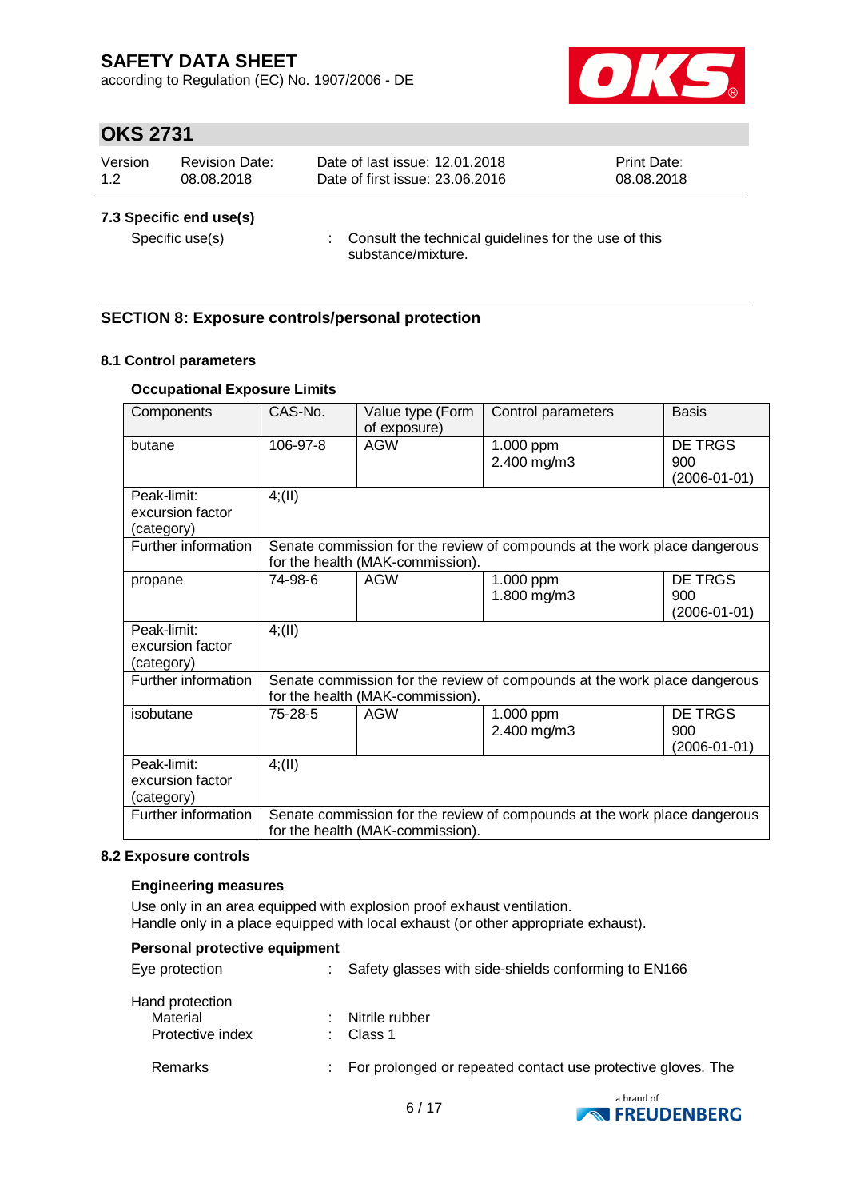### 7.3 Specific end use(s)

Specific use(s) : Consult the technical guidelines for the use of this substance/mixture.

## SECTION 8: Exposure controls/personal protection

### 8.1 Control parameters

**Occupational Exposure Limits**

| Components | CAS-No. | Value type (Form of exposure) | Control parameters | Basis |
|---|---|---|---|---|
| butane | 106-97-8 | AGW | 1.000 ppm<br>2.400 mg/m3 | DE TRGS 900 (2006-01-01) |
| Peak-limit: excursion factor (category) | 4;(II) | | | |
| Further information | Senate commission for the review of compounds at the work place dangerous for the health (MAK-commission). | | | |
| propane | 74-98-6 | AGW | 1.000 ppm<br>1.800 mg/m3 | DE TRGS 900 (2006-01-01) |
| Peak-limit: excursion factor (category) | 4;(II) | | | |
| Further information | Senate commission for the review of compounds at the work place dangerous for the health (MAK-commission). | | | |
| isobutane | 75-28-5 | AGW | 1.000 ppm<br>2.400 mg/m3 | DE TRGS 900 (2006-01-01) |
| Peak-limit: excursion factor (category) | 4;(II) | | | |
| Further information | Senate commission for the review of compounds at the work place dangerous for the health (MAK-commission). | | | |

### 8.2 Exposure controls

**Engineering measures**

Use only in an area equipped with explosion proof exhaust ventilation.
Handle only in a place equipped with local exhaust (or other appropriate exhaust).

**Personal protective equipment**

Eye protection : Safety glasses with side-shields conforming to EN166

Hand protection
- Material : Nitrile rubber
- Protective index : Class 1

Remarks : For prolonged or repeated contact use protective gloves. The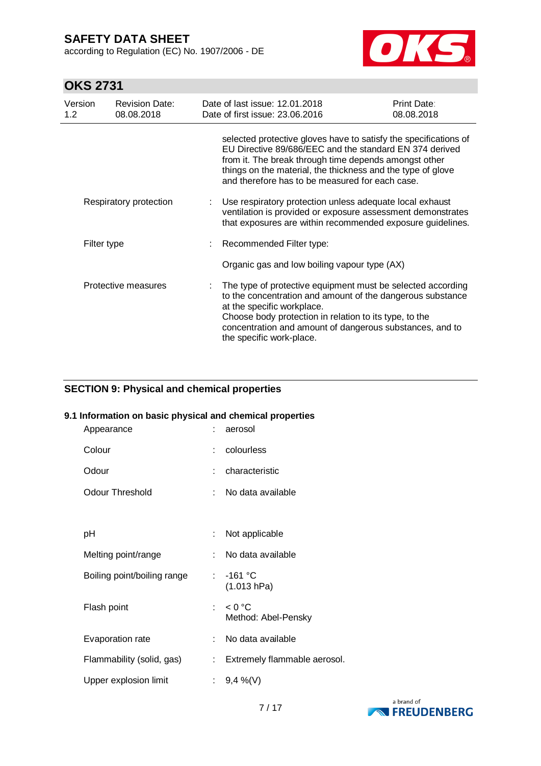selected protective gloves have to satisfy the specifications of EU Directive 89/686/EEC and the standard EN 374 derived from it. The break through time depends amongst other things on the material, the thickness and the type of glove and therefore has to be measured for each case.

| | | |
|---|---|---|
| Respiratory protection | : | Use respiratory protection unless adequate local exhaust ventilation is provided or exposure assessment demonstrates that exposures are within recommended exposure guidelines. |
| Filter type | : | Recommended Filter type:<br><br>Organic gas and low boiling vapour type (AX) |
| Protective measures | : | The type of protective equipment must be selected according to the concentration and amount of the dangerous substance at the specific workplace.<br>Choose body protection in relation to its type, to the concentration and amount of dangerous substances, and to the specific work-place. |

## SECTION 9: Physical and chemical properties

### 9.1 Information on basic physical and chemical properties

| | | |
|---|---|---|
| Appearance | : | aerosol |
| Colour | : | colourless |
| Odour | : | characteristic |
| Odour Threshold | : | No data available |
| pH | : | Not applicable |
| Melting point/range | : | No data available |
| Boiling point/boiling range | : | -161 °C<br>(1.013 hPa) |
| Flash point | : | < 0 °C<br>Method: Abel-Pensky |
| Evaporation rate | : | No data available |
| Flammability (solid, gas) | : | Extremely flammable aerosol. |
| Upper explosion limit | : | 9,4 %(V) |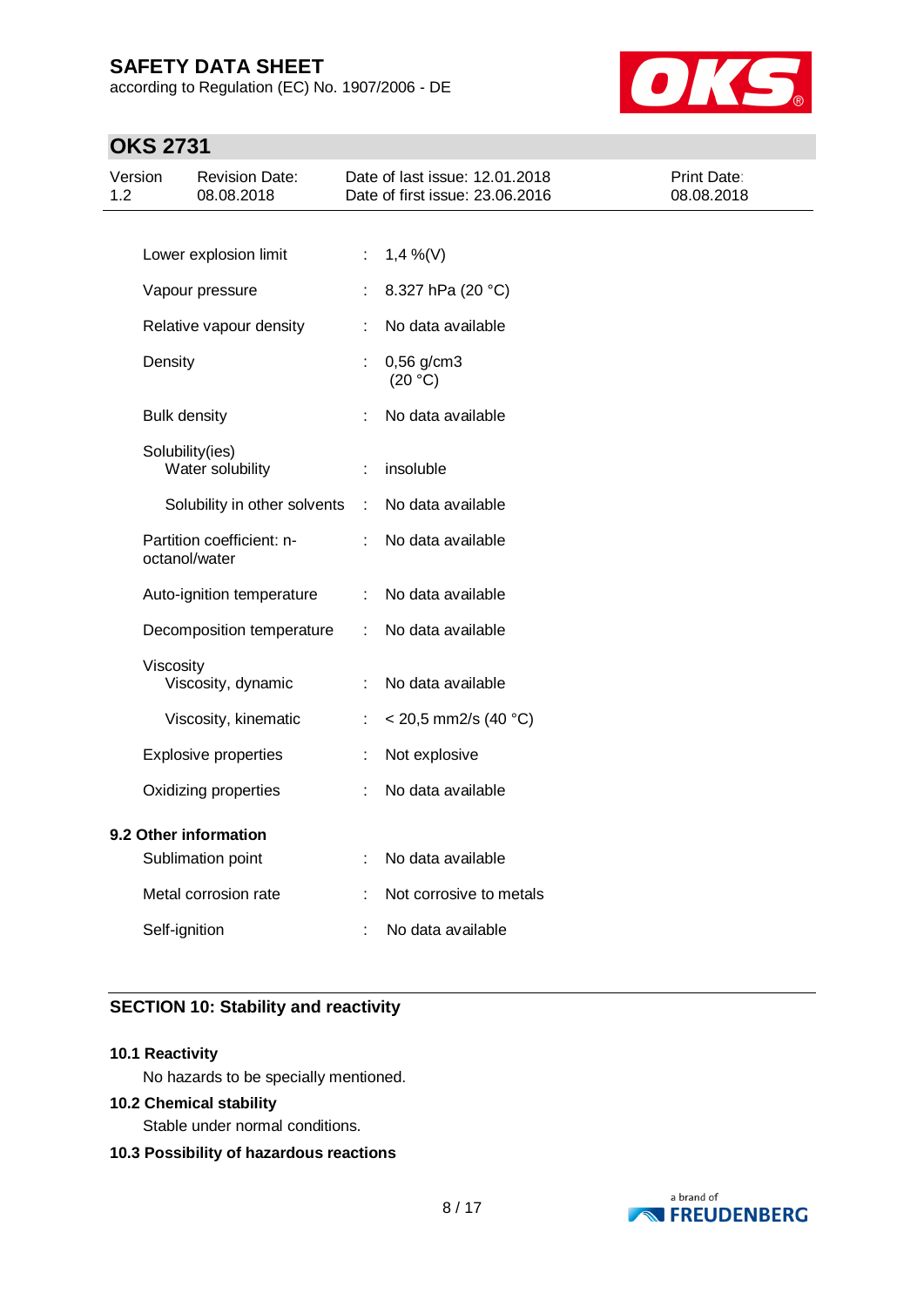| | | |
|---|---|---|
| Lower explosion limit | : | 1,4 %(V) |
| Vapour pressure | : | 8.327 hPa (20 °C) |
| Relative vapour density | : | No data available |
| Density | : | 0,56 g/cm3 (20 °C) |
| Bulk density | : | No data available |
| Solubility(ies) | | |
| Water solubility | : | insoluble |
| Solubility in other solvents | : | No data available |
| Partition coefficient: n-octanol/water | : | No data available |
| Auto-ignition temperature | : | No data available |
| Decomposition temperature | : | No data available |
| Viscosity | | |
| Viscosity, dynamic | : | No data available |
| Viscosity, kinematic | : | < 20,5 mm2/s (40 °C) |
| Explosive properties | : | Not explosive |
| Oxidizing properties | : | No data available |

### 9.2 Other information

| | | |
|---|---|---|
| Sublimation point | : | No data available |
| Metal corrosion rate | : | Not corrosive to metals |
| Self-ignition | : | No data available |

## SECTION 10: Stability and reactivity

### 10.1 Reactivity

No hazards to be specially mentioned.

### 10.2 Chemical stability

Stable under normal conditions.

### 10.3 Possibility of hazardous reactions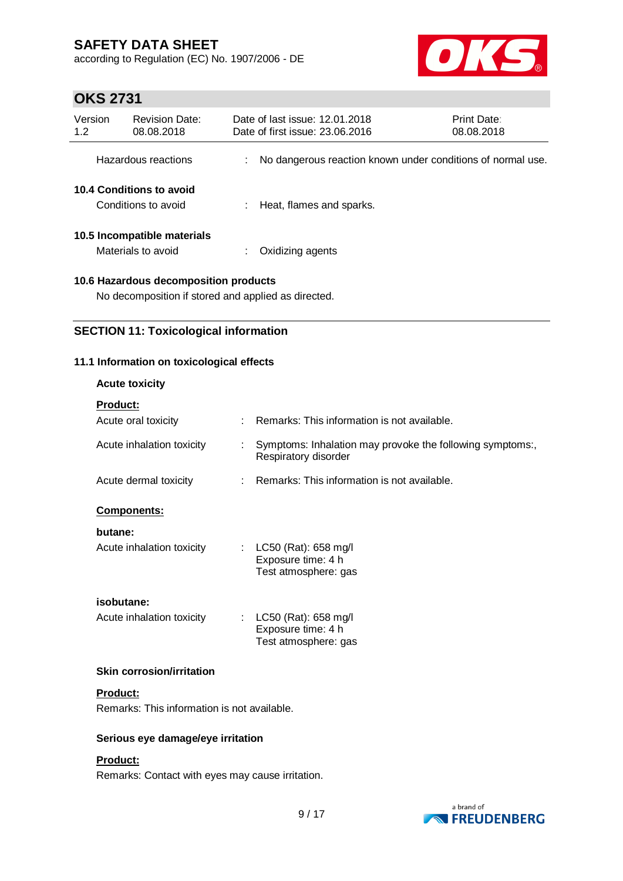Hazardous reactions : No dangerous reaction known under conditions of normal use.

### 10.4 Conditions to avoid

Conditions to avoid : Heat, flames and sparks.

### 10.5 Incompatible materials

Materials to avoid : Oxidizing agents

### 10.6 Hazardous decomposition products

No decomposition if stored and applied as directed.

## SECTION 11: Toxicological information

### 11.1 Information on toxicological effects

**Acute toxicity**

**Product:**

Acute oral toxicity : Remarks: This information is not available.

Acute inhalation toxicity : Symptoms: Inhalation may provoke the following symptoms:, Respiratory disorder

Acute dermal toxicity : Remarks: This information is not available.

**Components:**

**butane:**

Acute inhalation toxicity : LC50 (Rat): 658 mg/l
Exposure time: 4 h
Test atmosphere: gas

**isobutane:**

Acute inhalation toxicity : LC50 (Rat): 658 mg/l
Exposure time: 4 h
Test atmosphere: gas

**Skin corrosion/irritation**

**Product:**

Remarks: This information is not available.

**Serious eye damage/eye irritation**

**Product:**

Remarks: Contact with eyes may cause irritation.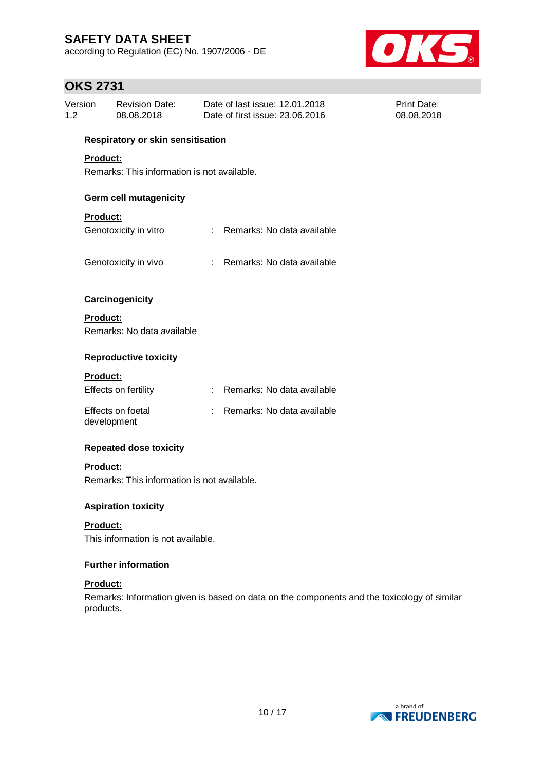### Respiratory or skin sensitisation

**Product:**

Remarks: This information is not available.

### Germ cell mutagenicity

**Product:**

| | | |
|---|---|---|
| Genotoxicity in vitro | : | Remarks: No data available |
| Genotoxicity in vivo | : | Remarks: No data available |

### Carcinogenicity

**Product:**

Remarks: No data available

### Reproductive toxicity

**Product:**

| | | |
|---|---|---|
| Effects on fertility | : | Remarks: No data available |
| Effects on foetal development | : | Remarks: No data available |

### Repeated dose toxicity

**Product:**

Remarks: This information is not available.

### Aspiration toxicity

**Product:**

This information is not available.

### Further information

**Product:**

Remarks: Information given is based on data on the components and the toxicology of similar products.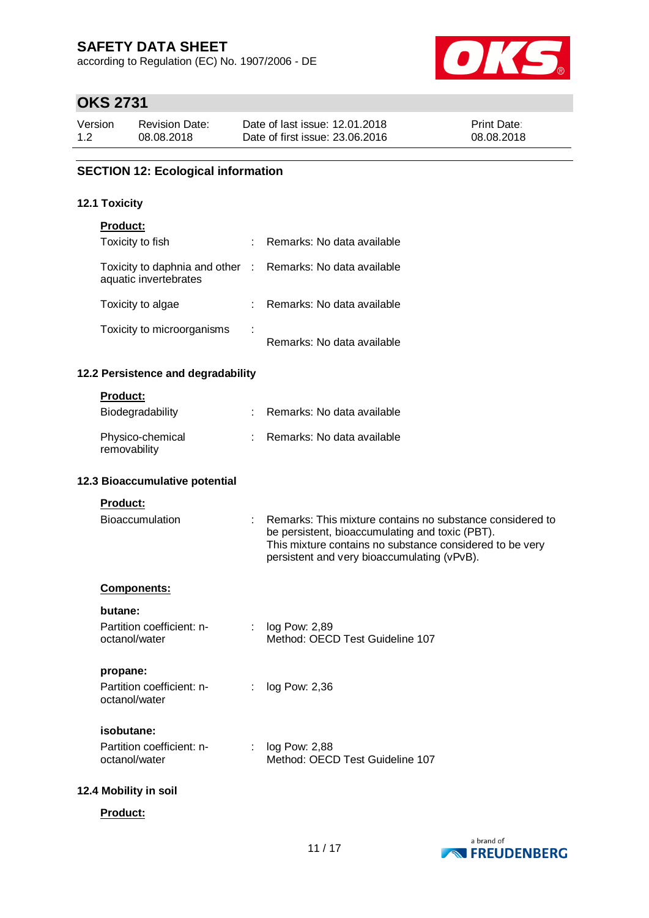## SECTION 12: Ecological information

### 12.1 Toxicity

**Product:**

| | | |
|---|---|---|
| Toxicity to fish | : | Remarks: No data available |
| Toxicity to daphnia and other aquatic invertebrates | : | Remarks: No data available |
| Toxicity to algae | : | Remarks: No data available |
| Toxicity to microorganisms | : | Remarks: No data available |

### 12.2 Persistence and degradability

**Product:**

| | | |
|---|---|---|
| Biodegradability | : | Remarks: No data available |
| Physico-chemical removability | : | Remarks: No data available |

### 12.3 Bioaccumulative potential

**Product:**

| | | |
|---|---|---|
| Bioaccumulation | : | Remarks: This mixture contains no substance considered to be persistent, bioaccumulating and toxic (PBT). This mixture contains no substance considered to be very persistent and very bioaccumulating (vPvB). |

**Components:**

**butane:**

| | | |
|---|---|---|
| Partition coefficient: n-octanol/water | : | log Pow: 2,89<br>Method: OECD Test Guideline 107 |

**propane:**

| | | |
|---|---|---|
| Partition coefficient: n-octanol/water | : | log Pow: 2,36 |

**isobutane:**

| | | |
|---|---|---|
| Partition coefficient: n-octanol/water | : | log Pow: 2,88<br>Method: OECD Test Guideline 107 |

### 12.4 Mobility in soil

**Product:**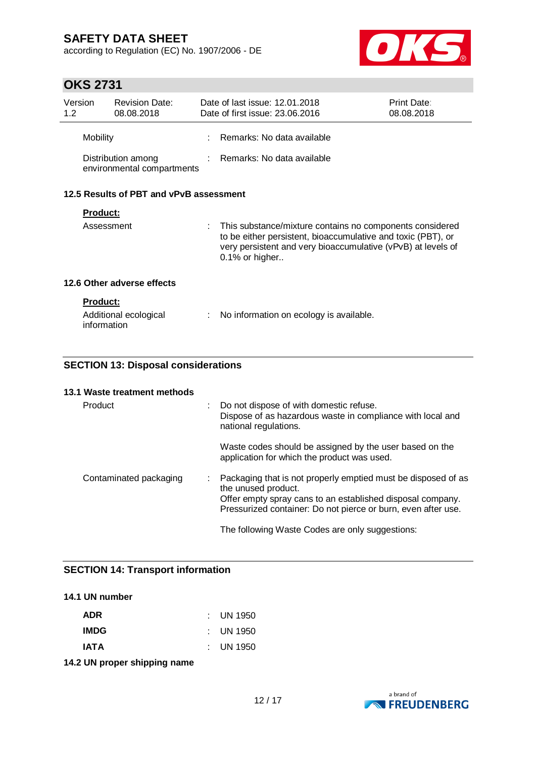| | | |
|---|---|---|
| Mobility | : | Remarks: No data available |
| Distribution among environmental compartments | : | Remarks: No data available |

### 12.5 Results of PBT and vPvB assessment

**Product:**

| | | |
|---|---|---|
| Assessment | : | This substance/mixture contains no components considered to be either persistent, bioaccumulative and toxic (PBT), or very persistent and very bioaccumulative (vPvB) at levels of 0.1% or higher.. |

### 12.6 Other adverse effects

**Product:**

| | | |
|---|---|---|
| Additional ecological information | : | No information on ecology is available. |

## SECTION 13: Disposal considerations

### 13.1 Waste treatment methods

| | | |
|---|---|---|
| Product | : | Do not dispose of with domestic refuse.<br>Dispose of as hazardous waste in compliance with local and national regulations.<br><br>Waste codes should be assigned by the user based on the application for which the product was used. |
| Contaminated packaging | : | Packaging that is not properly emptied must be disposed of as the unused product.<br>Offer empty spray cans to an established disposal company.<br>Pressurized container: Do not pierce or burn, even after use.<br><br>The following Waste Codes are only suggestions: |

## SECTION 14: Transport information

### 14.1 UN number

| | | |
|---|---|---|
| **ADR** | : | UN 1950 |
| **IMDG** | : | UN 1950 |
| **IATA** | : | UN 1950 |

### 14.2 UN proper shipping name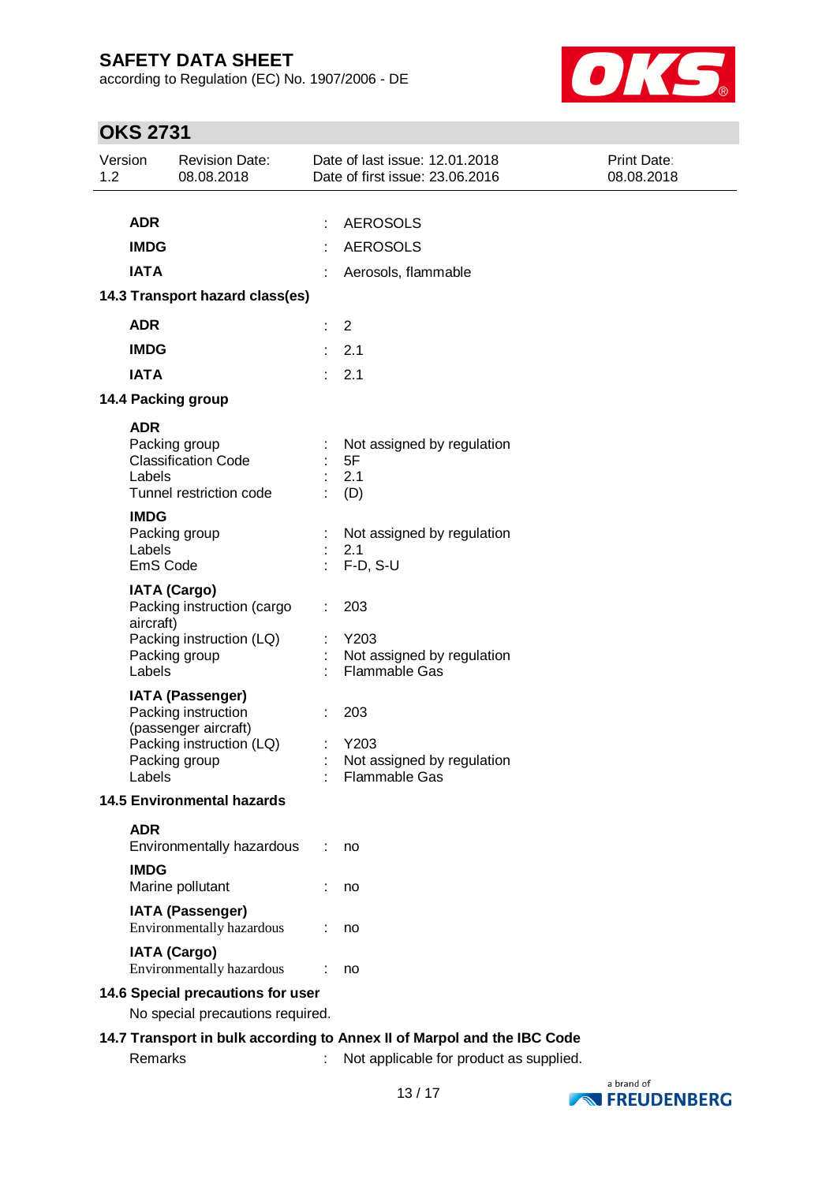| | | |
|---|---|---|
| **ADR** | : | AEROSOLS |
| **IMDG** | : | AEROSOLS |
| **IATA** | : | Aerosols, flammable |

**14.3 Transport hazard class(es)**

| | | |
|---|---|---|
| **ADR** | : | 2 |
| **IMDG** | : | 2.1 |
| **IATA** | : | 2.1 |

**14.4 Packing group**

**ADR**

| | | |
|---|---|---|
| Packing group | : | Not assigned by regulation |
| Classification Code | : | 5F |
| Labels | : | 2.1 |
| Tunnel restriction code | : | (D) |

**IMDG**

| | | |
|---|---|---|
| Packing group | : | Not assigned by regulation |
| Labels | : | 2.1 |
| EmS Code | : | F-D, S-U |

**IATA (Cargo)**

| | | |
|---|---|---|
| Packing instruction (cargo aircraft) | : | 203 |
| Packing instruction (LQ) | : | Y203 |
| Packing group | : | Not assigned by regulation |
| Labels | : | Flammable Gas |

**IATA (Passenger)**

| | | |
|---|---|---|
| Packing instruction (passenger aircraft) | : | 203 |
| Packing instruction (LQ) | : | Y203 |
| Packing group | : | Not assigned by regulation |
| Labels | : | Flammable Gas |

**14.5 Environmental hazards**

**ADR**

Environmentally hazardous : no

**IMDG**

Marine pollutant : no

**IATA (Passenger)**

Environmentally hazardous : no

**IATA (Cargo)**

Environmentally hazardous : no

**14.6 Special precautions for user**

No special precautions required.

**14.7 Transport in bulk according to Annex II of Marpol and the IBC Code**

Remarks : Not applicable for product as supplied.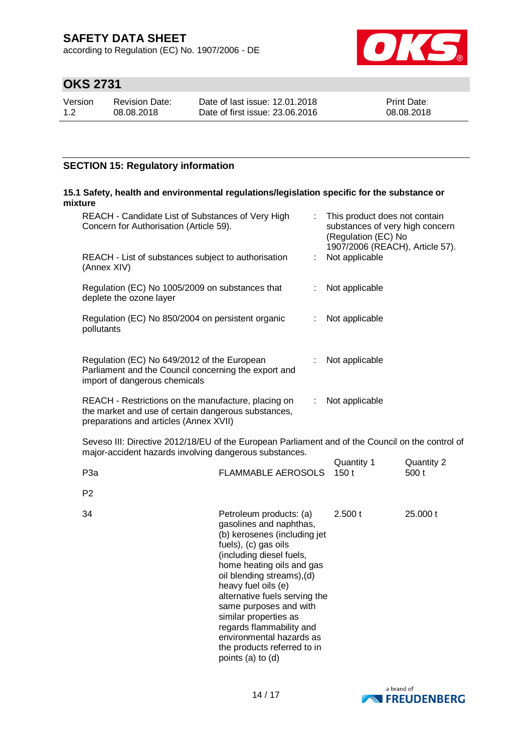## SECTION 15: Regulatory information

### 15.1 Safety, health and environmental regulations/legislation specific for the substance or mixture

| | | |
|---|---|---|
| REACH - Candidate List of Substances of Very High Concern for Authorisation (Article 59). | : | This product does not contain substances of very high concern (Regulation (EC) No 1907/2006 (REACH), Article 57). |
| REACH - List of substances subject to authorisation (Annex XIV) | : | Not applicable |
| Regulation (EC) No 1005/2009 on substances that deplete the ozone layer | : | Not applicable |
| Regulation (EC) No 850/2004 on persistent organic pollutants | : | Not applicable |
| Regulation (EC) No 649/2012 of the European Parliament and the Council concerning the export and import of dangerous chemicals | : | Not applicable |
| REACH - Restrictions on the manufacture, placing on the market and use of certain dangerous substances, preparations and articles (Annex XVII) | : | Not applicable |

Seveso III: Directive 2012/18/EU of the European Parliament and of the Council on the control of major-accident hazards involving dangerous substances.

| | | Quantity 1 | Quantity 2 |
|---|---|---|---|
| P3a | FLAMMABLE AEROSOLS | 150 t | 500 t |
| P2 | | | |
| 34 | Petroleum products: (a) gasolines and naphthas, (b) kerosenes (including jet fuels), (c) gas oils (including diesel fuels, home heating oils and gas oil blending streams),(d) heavy fuel oils (e) alternative fuels serving the same purposes and with similar properties as regards flammability and environmental hazards as the products referred to in points (a) to (d) | 2.500 t | 25.000 t |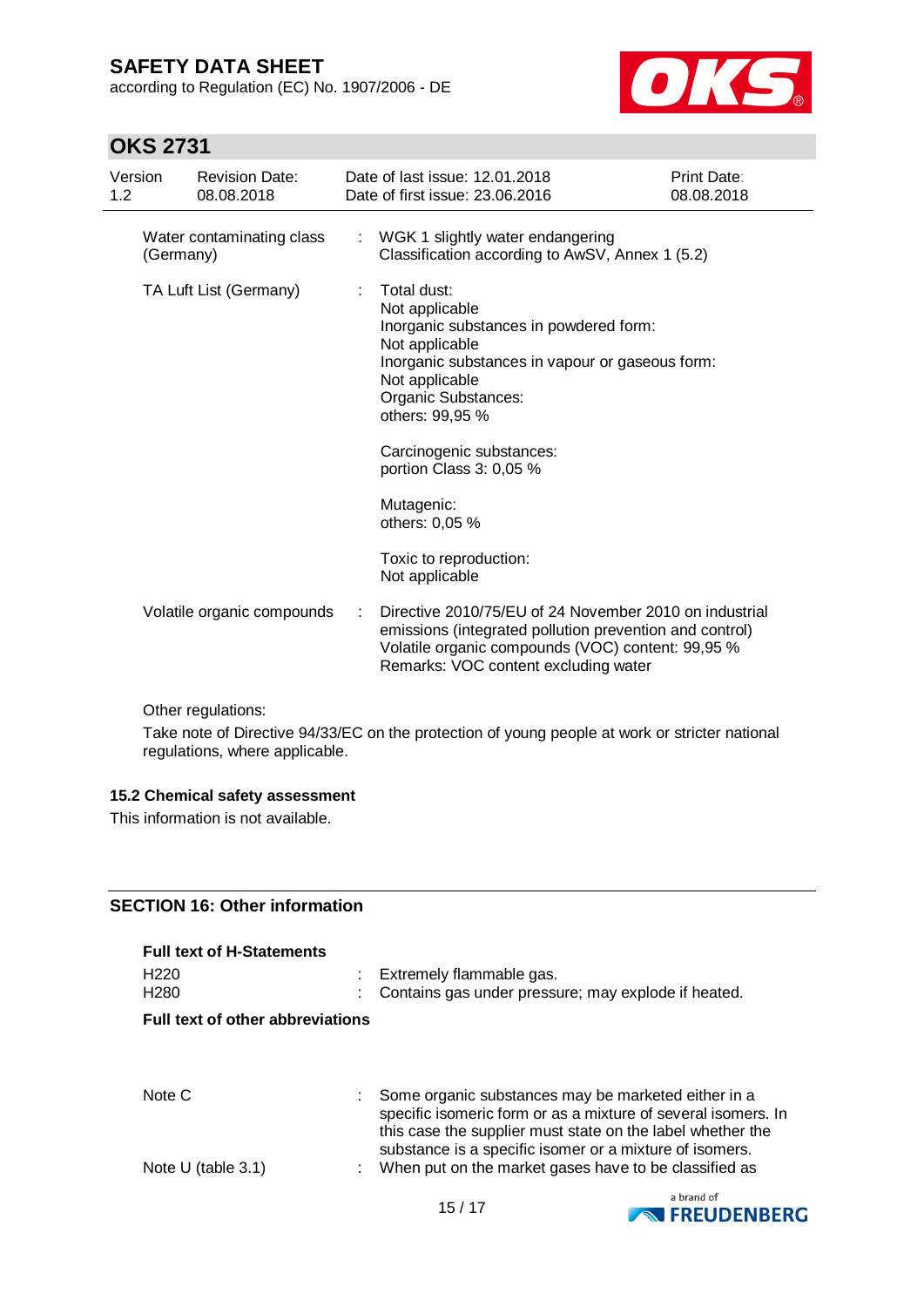| | | |
|---|---|---|
| Water contaminating class (Germany) | : | WGK 1 slightly water endangering<br>Classification according to AwSV, Annex 1 (5.2) |
| TA Luft List (Germany) | : | Total dust:<br>Not applicable<br>Inorganic substances in powdered form:<br>Not applicable<br>Inorganic substances in vapour or gaseous form:<br>Not applicable<br>Organic Substances:<br>others: 99,95 %<br><br>Carcinogenic substances:<br>portion Class 3: 0,05 %<br><br>Mutagenic:<br>others: 0,05 %<br><br>Toxic to reproduction:<br>Not applicable |
| Volatile organic compounds | : | Directive 2010/75/EU of 24 November 2010 on industrial emissions (integrated pollution prevention and control)<br>Volatile organic compounds (VOC) content: 99,95 %<br>Remarks: VOC content excluding water |

Other regulations:

Take note of Directive 94/33/EC on the protection of young people at work or stricter national regulations, where applicable.

### 15.2 Chemical safety assessment

This information is not available.

## SECTION 16: Other information

**Full text of H-Statements**

| | | |
|---|---|---|
| H220 | : | Extremely flammable gas. |
| H280 | : | Contains gas under pressure; may explode if heated. |

**Full text of other abbreviations**

| | | |
|---|---|---|
| Note C | : | Some organic substances may be marketed either in a specific isomeric form or as a mixture of several isomers. In this case the supplier must state on the label whether the substance is a specific isomer or a mixture of isomers. |
| Note U (table 3.1) | : | When put on the market gases have to be classified as |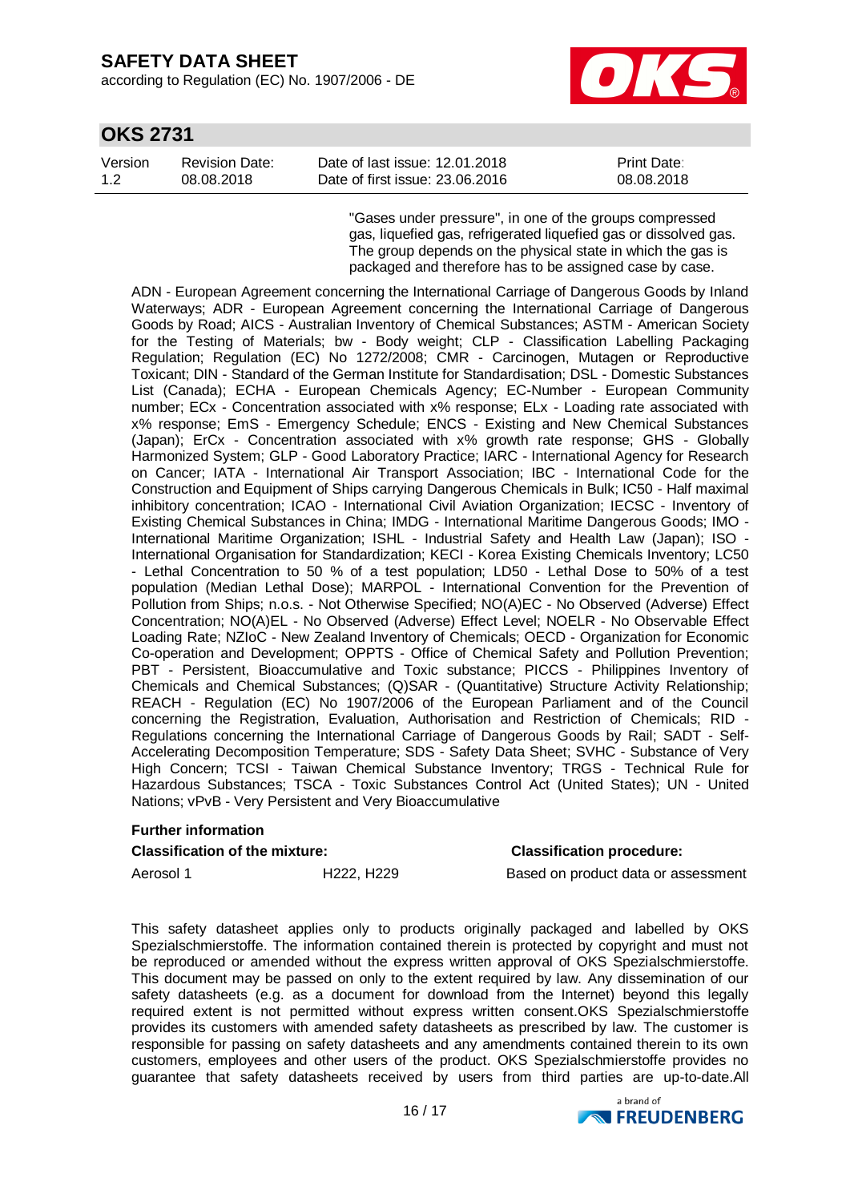"Gases under pressure", in one of the groups compressed gas, liquefied gas, refrigerated liquefied gas or dissolved gas. The group depends on the physical state in which the gas is packaged and therefore has to be assigned case by case.

ADN - European Agreement concerning the International Carriage of Dangerous Goods by Inland Waterways; ADR - European Agreement concerning the International Carriage of Dangerous Goods by Road; AICS - Australian Inventory of Chemical Substances; ASTM - American Society for the Testing of Materials; bw - Body weight; CLP - Classification Labelling Packaging Regulation; Regulation (EC) No 1272/2008; CMR - Carcinogen, Mutagen or Reproductive Toxicant; DIN - Standard of the German Institute for Standardisation; DSL - Domestic Substances List (Canada); ECHA - European Chemicals Agency; EC-Number - European Community number; ECx - Concentration associated with x% response; ELx - Loading rate associated with x% response; EmS - Emergency Schedule; ENCS - Existing and New Chemical Substances (Japan); ErCx - Concentration associated with x% growth rate response; GHS - Globally Harmonized System; GLP - Good Laboratory Practice; IARC - International Agency for Research on Cancer; IATA - International Air Transport Association; IBC - International Code for the Construction and Equipment of Ships carrying Dangerous Chemicals in Bulk; IC50 - Half maximal inhibitory concentration; ICAO - International Civil Aviation Organization; IECSC - Inventory of Existing Chemical Substances in China; IMDG - International Maritime Dangerous Goods; IMO - International Maritime Organization; ISHL - Industrial Safety and Health Law (Japan); ISO - International Organisation for Standardization; KECI - Korea Existing Chemicals Inventory; LC50 - Lethal Concentration to 50 % of a test population; LD50 - Lethal Dose to 50% of a test population (Median Lethal Dose); MARPOL - International Convention for the Prevention of Pollution from Ships; n.o.s. - Not Otherwise Specified; NO(A)EC - No Observed (Adverse) Effect Concentration; NO(A)EL - No Observed (Adverse) Effect Level; NOELR - No Observable Effect Loading Rate; NZIoC - New Zealand Inventory of Chemicals; OECD - Organization for Economic Co-operation and Development; OPPTS - Office of Chemical Safety and Pollution Prevention; PBT - Persistent, Bioaccumulative and Toxic substance; PICCS - Philippines Inventory of Chemicals and Chemical Substances; (Q)SAR - (Quantitative) Structure Activity Relationship; REACH - Regulation (EC) No 1907/2006 of the European Parliament and of the Council concerning the Registration, Evaluation, Authorisation and Restriction of Chemicals; RID - Regulations concerning the International Carriage of Dangerous Goods by Rail; SADT - Self-Accelerating Decomposition Temperature; SDS - Safety Data Sheet; SVHC - Substance of Very High Concern; TCSI - Taiwan Chemical Substance Inventory; TRGS - Technical Rule for Hazardous Substances; TSCA - Toxic Substances Control Act (United States); UN - United Nations; vPvB - Very Persistent and Very Bioaccumulative

**Further information**

| Classification of the mixture: | | Classification procedure: |
|---|---|---|
| Aerosol 1 | H222, H229 | Based on product data or assessment |

This safety datasheet applies only to products originally packaged and labelled by OKS Spezialschmierstoffe. The information contained therein is protected by copyright and must not be reproduced or amended without the express written approval of OKS Spezialschmierstoffe. This document may be passed on only to the extent required by law. Any dissemination of our safety datasheets (e.g. as a document for download from the Internet) beyond this legally required extent is not permitted without express written consent.OKS Spezialschmierstoffe provides its customers with amended safety datasheets as prescribed by law. The customer is responsible for passing on safety datasheets and any amendments contained therein to its own customers, employees and other users of the product. OKS Spezialschmierstoffe provides no guarantee that safety datasheets received by users from third parties are up-to-date.All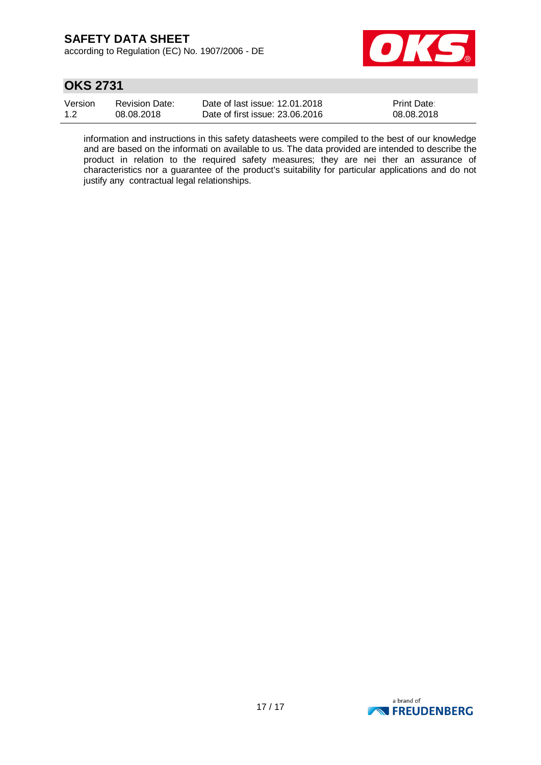information and instructions in this safety datasheets were compiled to the best of our knowledge and are based on the informati on available to us. The data provided are intended to describe the product in relation to the required safety measures; they are nei ther an assurance of characteristics nor a guarantee of the product's suitability for particular applications and do not justify any contractual legal relationships.